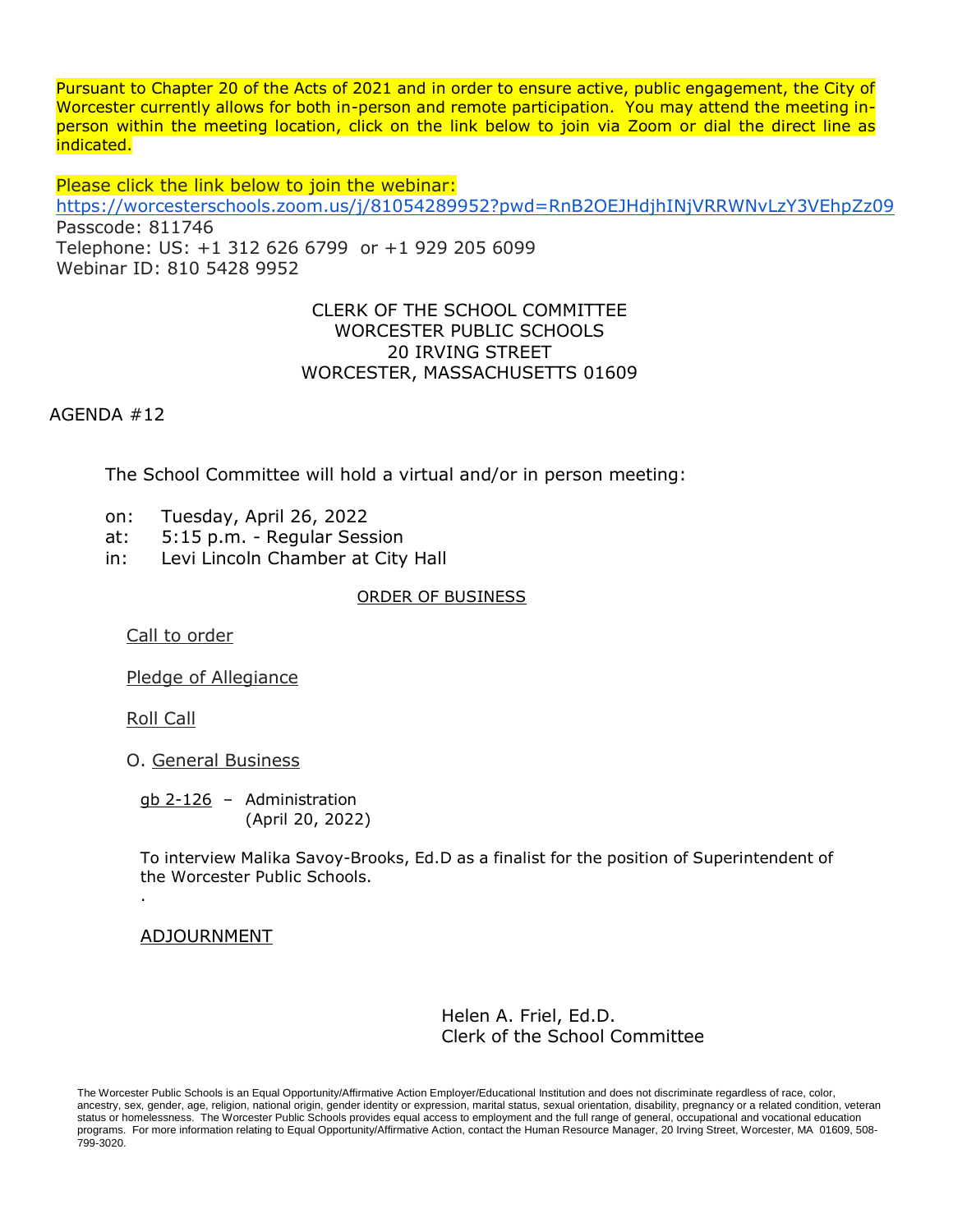Pursuant to Chapter 20 of the Acts of 2021 and in order to ensure active, public engagement, the City of Worcester currently allows for both in-person and remote participation. You may attend the meeting in-person within the meeting location, click on the link below to join via Zoom or dial the direct line as indicated.

Please click the link below to join the webinar:
https://worcesterschools.zoom.us/j/81054289952?pwd=RnB2OEJHdjhINjVRRWNvLzY3VEhpZz09
Passcode: 811746
Telephone: US: +1 312 626 6799 or +1 929 205 6099
Webinar ID: 810 5428 9952

CLERK OF THE SCHOOL COMMITTEE
WORCESTER PUBLIC SCHOOLS
20 IRVING STREET
WORCESTER, MASSACHUSETTS 01609

AGENDA #12

The School Committee will hold a virtual and/or in person meeting:

on: Tuesday, April 26, 2022
at: 5:15 p.m. - Regular Session
in: Levi Lincoln Chamber at City Hall

ORDER OF BUSINESS

Call to order

Pledge of Allegiance

Roll Call

O. General Business

gb 2-126 – Administration
(April 20, 2022)

To interview Malika Savoy-Brooks, Ed.D as a finalist for the position of Superintendent of the Worcester Public Schools.

.

ADJOURNMENT

Helen A. Friel, Ed.D.
Clerk of the School Committee

The Worcester Public Schools is an Equal Opportunity/Affirmative Action Employer/Educational Institution and does not discriminate regardless of race, color, ancestry, sex, gender, age, religion, national origin, gender identity or expression, marital status, sexual orientation, disability, pregnancy or a related condition, veteran status or homelessness. The Worcester Public Schools provides equal access to employment and the full range of general, occupational and vocational education programs. For more information relating to Equal Opportunity/Affirmative Action, contact the Human Resource Manager, 20 Irving Street, Worcester, MA 01609, 508-799-3020.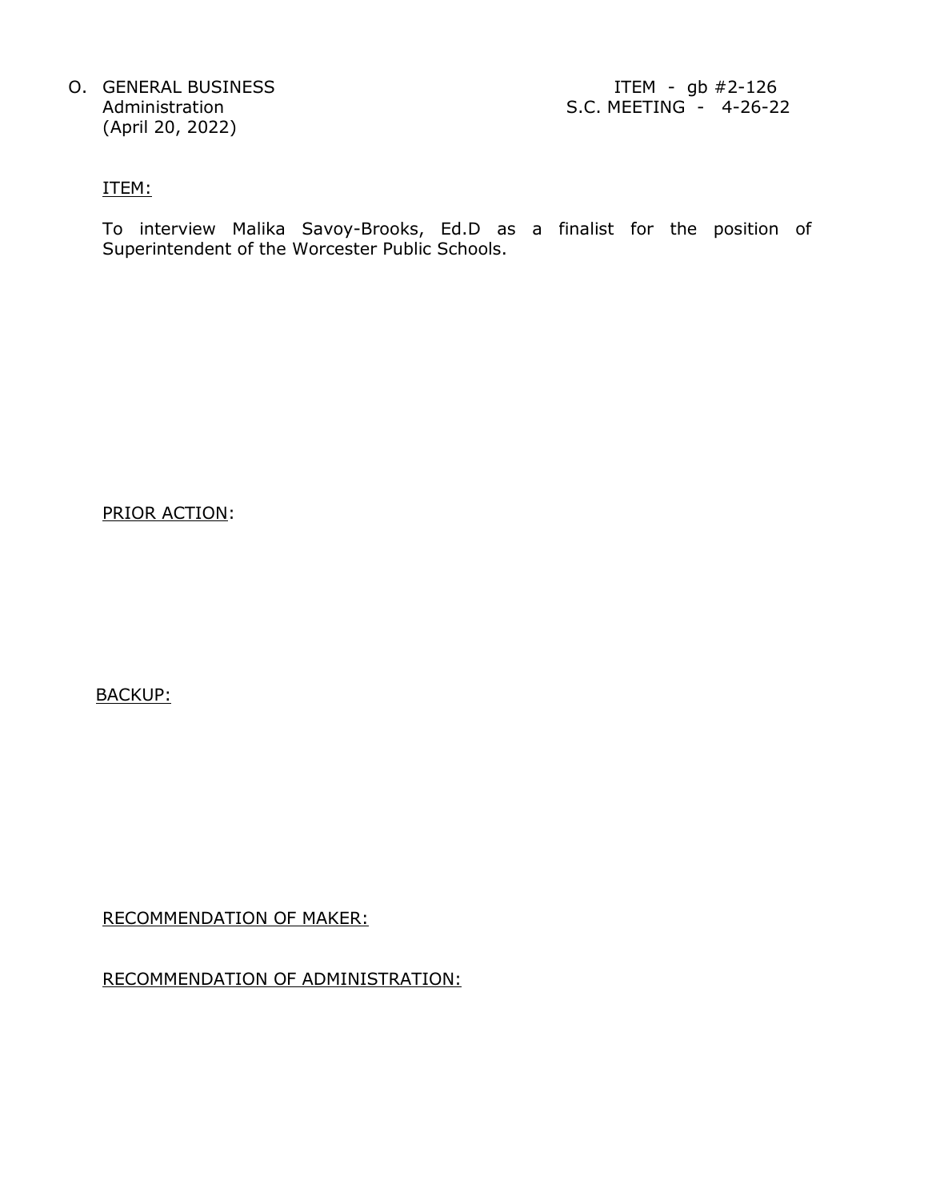O. GENERAL BUSINESS
Administration
(April 20, 2022)

ITEM - gb #2-126
S.C. MEETING - 4-26-22

ITEM:

To interview Malika Savoy-Brooks, Ed.D as a finalist for the position of Superintendent of the Worcester Public Schools.

PRIOR ACTION:

BACKUP:

RECOMMENDATION OF MAKER:

RECOMMENDATION OF ADMINISTRATION: